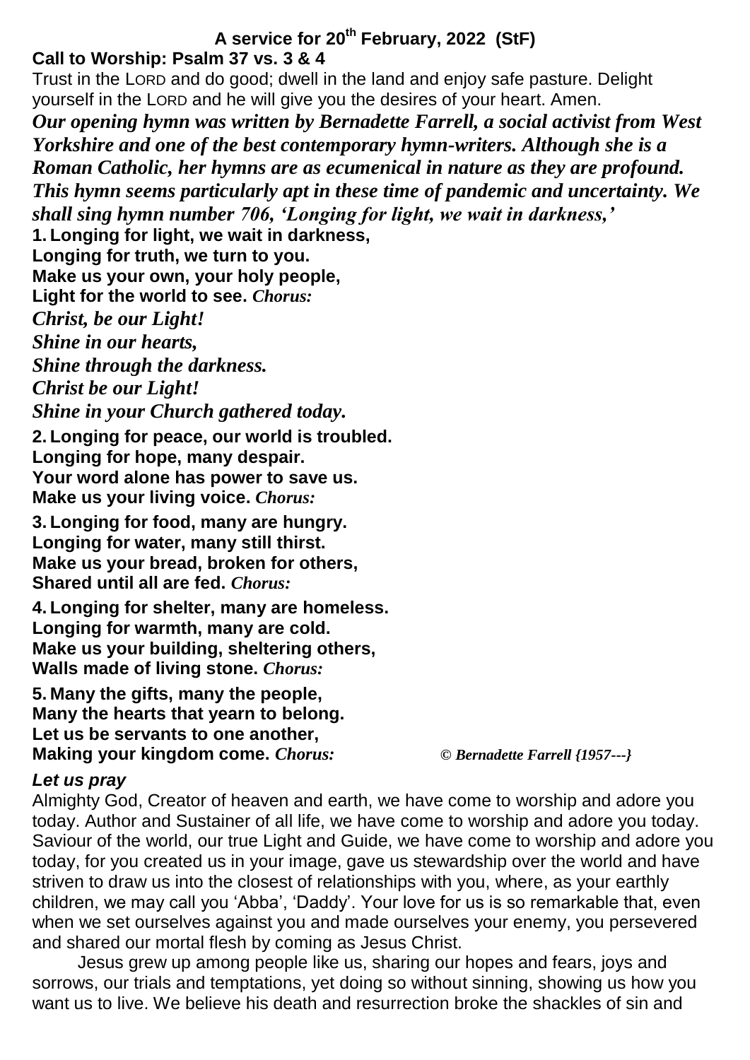# A service for 20th February, 2022 (StF)

**Call to Worship: Psalm 37 vs. 3 & 4**

Trust in the LORD and do good; dwell in the land and enjoy safe pasture. Delight yourself in the LORD and he will give you the desires of your heart. Amen.

***Our opening hymn was written by Bernadette Farrell, a social activist from West Yorkshire and one of the best contemporary hymn-writers. Although she is a Roman Catholic, her hymns are as ecumenical in nature as they are profound. This hymn seems particularly apt in these time of pandemic and uncertainty. We shall sing hymn number 706, 'Longing for light, we wait in darkness,'***

**1. Longing for light, we wait in darkness,**
**Longing for truth, we turn to you.**
**Make us your own, your holy people,**
**Light for the world to see.** ***Chorus:***

***Christ, be our Light!***
***Shine in our hearts,***
***Shine through the darkness.***
***Christ be our Light!***
***Shine in your Church gathered today.***

**2. Longing for peace, our world is troubled.**
**Longing for hope, many despair.**
**Your word alone has power to save us.**
**Make us your living voice.** ***Chorus:***

**3. Longing for food, many are hungry.**
**Longing for water, many still thirst.**
**Make us your bread, broken for others,**
**Shared until all are fed.** ***Chorus:***

**4. Longing for shelter, many are homeless.**
**Longing for warmth, many are cold.**
**Make us your building, sheltering others,**
**Walls made of living stone.** ***Chorus:***

**5. Many the gifts, many the people,**
**Many the hearts that yearn to belong.**
**Let us be servants to one another,**
**Making your kingdom come.** ***Chorus:*** *© Bernadette Farrell {1957---}*

***Let us pray***

Almighty God, Creator of heaven and earth, we have come to worship and adore you today. Author and Sustainer of all life, we have come to worship and adore you today. Saviour of the world, our true Light and Guide, we have come to worship and adore you today, for you created us in your image, gave us stewardship over the world and have striven to draw us into the closest of relationships with you, where, as your earthly children, we may call you 'Abba', 'Daddy'. Your love for us is so remarkable that, even when we set ourselves against you and made ourselves your enemy, you persevered and shared our mortal flesh by coming as Jesus Christ.

Jesus grew up among people like us, sharing our hopes and fears, joys and sorrows, our trials and temptations, yet doing so without sinning, showing us how you want us to live. We believe his death and resurrection broke the shackles of sin and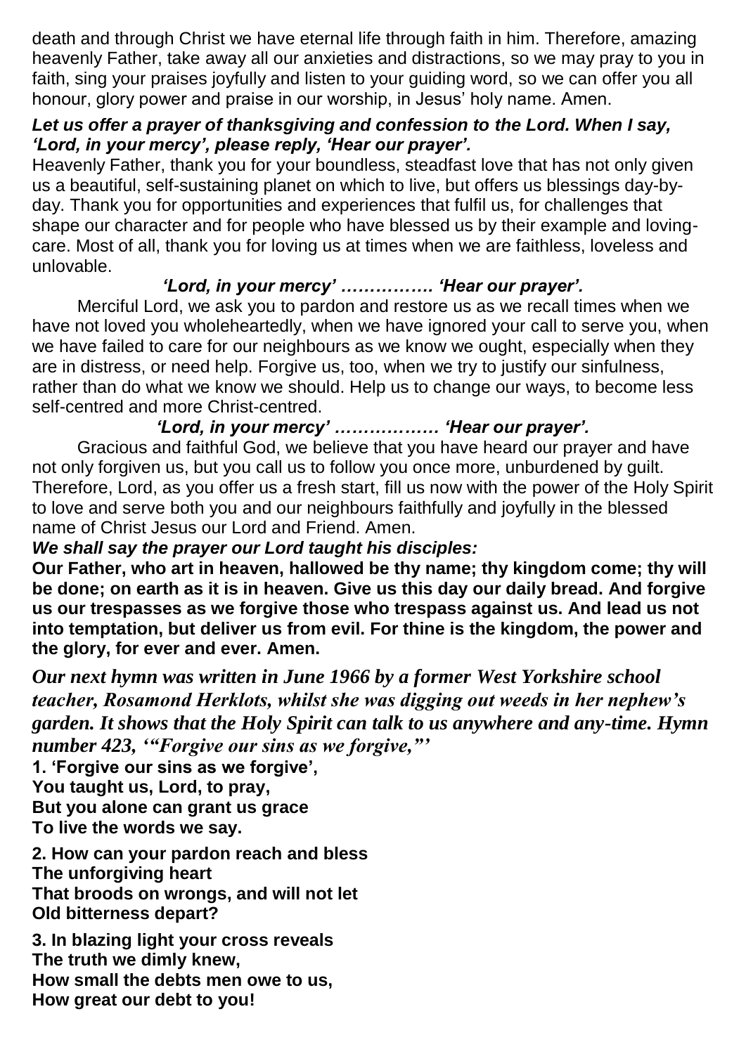death and through Christ we have eternal life through faith in him. Therefore, amazing heavenly Father, take away all our anxieties and distractions, so we may pray to you in faith, sing your praises joyfully and listen to your guiding word, so we can offer you all honour, glory power and praise in our worship, in Jesus' holy name. Amen.

***Let us offer a prayer of thanksgiving and confession to the Lord. When I say, 'Lord, in your mercy', please reply, 'Hear our prayer'.***

Heavenly Father, thank you for your boundless, steadfast love that has not only given us a beautiful, self-sustaining planet on which to live, but offers us blessings day-by-day. Thank you for opportunities and experiences that fulfil us, for challenges that shape our character and for people who have blessed us by their example and loving-care. Most of all, thank you for loving us at times when we are faithless, loveless and unlovable.

***'Lord, in your mercy' ……………. 'Hear our prayer'.***

Merciful Lord, we ask you to pardon and restore us as we recall times when we have not loved you wholeheartedly, when we have ignored your call to serve you, when we have failed to care for our neighbours as we know we ought, especially when they are in distress, or need help. Forgive us, too, when we try to justify our sinfulness, rather than do what we know we should. Help us to change our ways, to become less self-centred and more Christ-centred.

***'Lord, in your mercy' ……………… 'Hear our prayer'.***

Gracious and faithful God, we believe that you have heard our prayer and have not only forgiven us, but you call us to follow you once more, unburdened by guilt. Therefore, Lord, as you offer us a fresh start, fill us now with the power of the Holy Spirit to love and serve both you and our neighbours faithfully and joyfully in the blessed name of Christ Jesus our Lord and Friend. Amen.

***We shall say the prayer our Lord taught his disciples:***

**Our Father, who art in heaven, hallowed be thy name; thy kingdom come; thy will be done; on earth as it is in heaven. Give us this day our daily bread. And forgive us our trespasses as we forgive those who trespass against us. And lead us not into temptation, but deliver us from evil. For thine is the kingdom, the power and the glory, for ever and ever. Amen.**

***Our next hymn was written in June 1966 by a former West Yorkshire school teacher, Rosamond Herklots, whilst she was digging out weeds in her nephew's garden. It shows that the Holy Spirit can talk to us anywhere and any-time. Hymn number 423, '"Forgive our sins as we forgive,"'***

**1. 'Forgive our sins as we forgive',**
**You taught us, Lord, to pray,**
**But you alone can grant us grace**
**To live the words we say.**

**2. How can your pardon reach and bless**
**The unforgiving heart**
**That broods on wrongs, and will not let**
**Old bitterness depart?**

**3. In blazing light your cross reveals**
**The truth we dimly knew,**
**How small the debts men owe to us,**
**How great our debt to you!**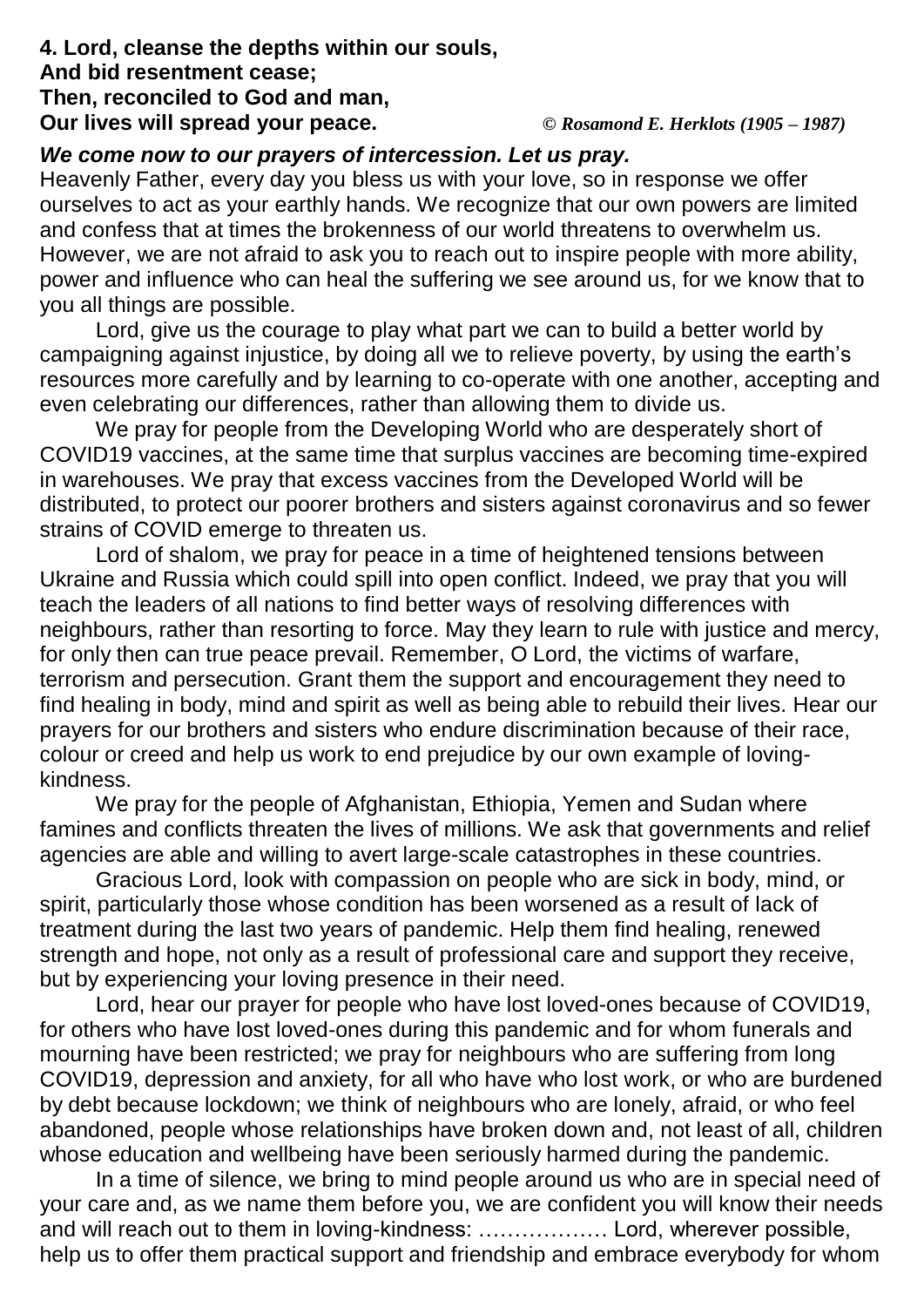**4. Lord, cleanse the depths within our souls,**
**And bid resentment cease;**
**Then, reconciled to God and man,**
**Our lives will spread your peace.** *© Rosamond E. Herklots (1905 – 1987)*

***We come now to our prayers of intercession. Let us pray.***

Heavenly Father, every day you bless us with your love, so in response we offer ourselves to act as your earthly hands. We recognize that our own powers are limited and confess that at times the brokenness of our world threatens to overwhelm us. However, we are not afraid to ask you to reach out to inspire people with more ability, power and influence who can heal the suffering we see around us, for we know that to you all things are possible.

Lord, give us the courage to play what part we can to build a better world by campaigning against injustice, by doing all we to relieve poverty, by using the earth's resources more carefully and by learning to co-operate with one another, accepting and even celebrating our differences, rather than allowing them to divide us.

We pray for people from the Developing World who are desperately short of COVID19 vaccines, at the same time that surplus vaccines are becoming time-expired in warehouses. We pray that excess vaccines from the Developed World will be distributed, to protect our poorer brothers and sisters against coronavirus and so fewer strains of COVID emerge to threaten us.

Lord of shalom, we pray for peace in a time of heightened tensions between Ukraine and Russia which could spill into open conflict. Indeed, we pray that you will teach the leaders of all nations to find better ways of resolving differences with neighbours, rather than resorting to force. May they learn to rule with justice and mercy, for only then can true peace prevail. Remember, O Lord, the victims of warfare, terrorism and persecution. Grant them the support and encouragement they need to find healing in body, mind and spirit as well as being able to rebuild their lives. Hear our prayers for our brothers and sisters who endure discrimination because of their race, colour or creed and help us work to end prejudice by our own example of loving-kindness.

We pray for the people of Afghanistan, Ethiopia, Yemen and Sudan where famines and conflicts threaten the lives of millions. We ask that governments and relief agencies are able and willing to avert large-scale catastrophes in these countries.

Gracious Lord, look with compassion on people who are sick in body, mind, or spirit, particularly those whose condition has been worsened as a result of lack of treatment during the last two years of pandemic. Help them find healing, renewed strength and hope, not only as a result of professional care and support they receive, but by experiencing your loving presence in their need.

Lord, hear our prayer for people who have lost loved-ones because of COVID19, for others who have lost loved-ones during this pandemic and for whom funerals and mourning have been restricted; we pray for neighbours who are suffering from long COVID19, depression and anxiety, for all who have who lost work, or who are burdened by debt because lockdown; we think of neighbours who are lonely, afraid, or who feel abandoned, people whose relationships have broken down and, not least of all, children whose education and wellbeing have been seriously harmed during the pandemic.

In a time of silence, we bring to mind people around us who are in special need of your care and, as we name them before you, we are confident you will know their needs and will reach out to them in loving-kindness: ……………… Lord, wherever possible, help us to offer them practical support and friendship and embrace everybody for whom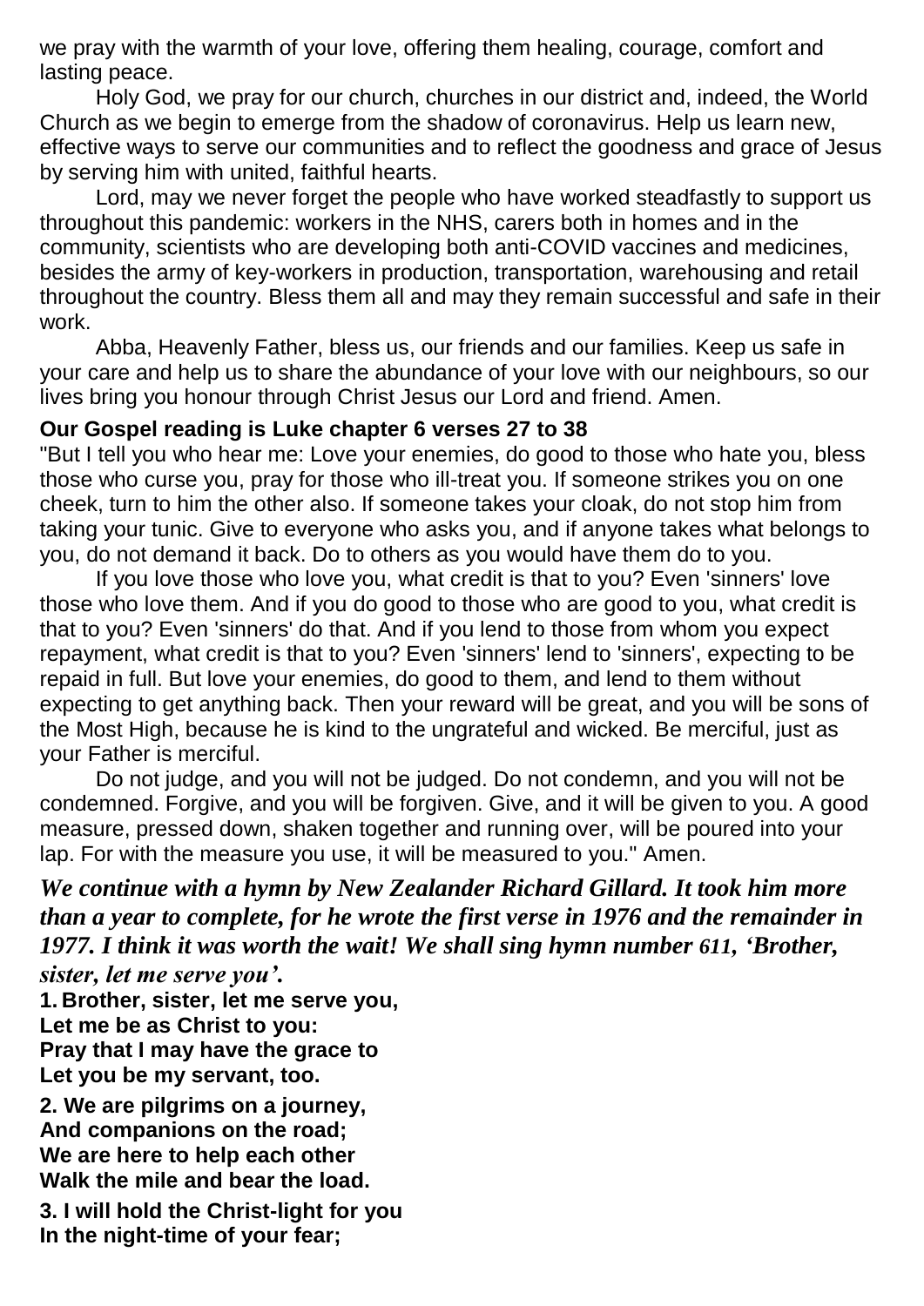we pray with the warmth of your love, offering them healing, courage, comfort and lasting peace.

Holy God, we pray for our church, churches in our district and, indeed, the World Church as we begin to emerge from the shadow of coronavirus. Help us learn new, effective ways to serve our communities and to reflect the goodness and grace of Jesus by serving him with united, faithful hearts.

Lord, may we never forget the people who have worked steadfastly to support us throughout this pandemic: workers in the NHS, carers both in homes and in the community, scientists who are developing both anti-COVID vaccines and medicines, besides the army of key-workers in production, transportation, warehousing and retail throughout the country. Bless them all and may they remain successful and safe in their work.

Abba, Heavenly Father, bless us, our friends and our families. Keep us safe in your care and help us to share the abundance of your love with our neighbours, so our lives bring you honour through Christ Jesus our Lord and friend. Amen.

**Our Gospel reading is Luke chapter 6 verses 27 to 38**

"But I tell you who hear me: Love your enemies, do good to those who hate you, bless those who curse you, pray for those who ill-treat you. If someone strikes you on one cheek, turn to him the other also. If someone takes your cloak, do not stop him from taking your tunic. Give to everyone who asks you, and if anyone takes what belongs to you, do not demand it back. Do to others as you would have them do to you.

If you love those who love you, what credit is that to you? Even 'sinners' love those who love them. And if you do good to those who are good to you, what credit is that to you? Even 'sinners' do that. And if you lend to those from whom you expect repayment, what credit is that to you? Even 'sinners' lend to 'sinners', expecting to be repaid in full. But love your enemies, do good to them, and lend to them without expecting to get anything back. Then your reward will be great, and you will be sons of the Most High, because he is kind to the ungrateful and wicked. Be merciful, just as your Father is merciful.

Do not judge, and you will not be judged. Do not condemn, and you will not be condemned. Forgive, and you will be forgiven. Give, and it will be given to you. A good measure, pressed down, shaken together and running over, will be poured into your lap. For with the measure you use, it will be measured to you." Amen.

***We continue with a hymn by New Zealander Richard Gillard. It took him more than a year to complete, for he wrote the first verse in 1976 and the remainder in 1977. I think it was worth the wait! We shall sing hymn number 611, 'Brother, sister, let me serve you'.***

**1. Brother, sister, let me serve you,**
**Let me be as Christ to you:**
**Pray that I may have the grace to**
**Let you be my servant, too.**

**2. We are pilgrims on a journey,**
**And companions on the road;**
**We are here to help each other**
**Walk the mile and bear the load.**

**3. I will hold the Christ-light for you**
**In the night-time of your fear;**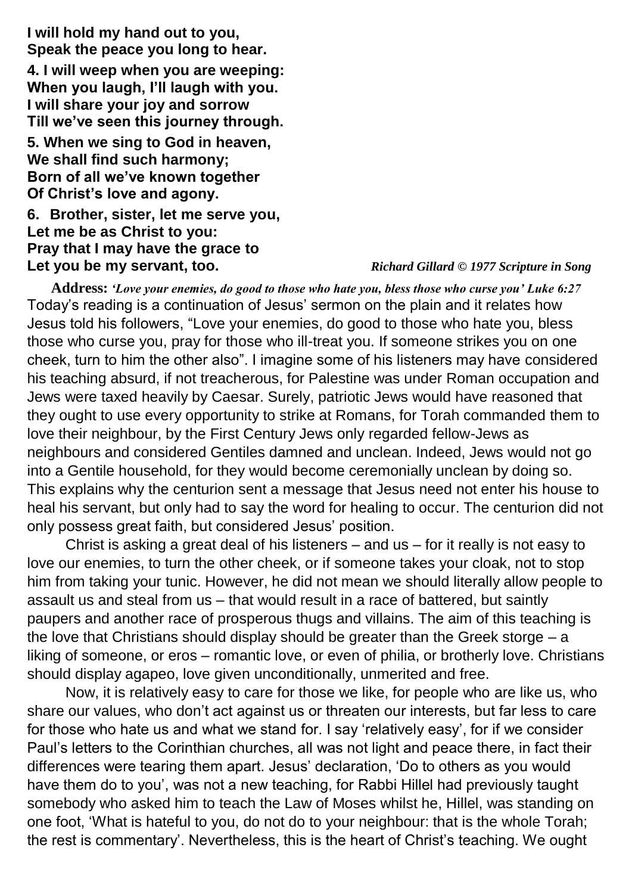**I will hold my hand out to you,**
**Speak the peace you long to hear.**

**4. I will weep when you are weeping:**
**When you laugh, I'll laugh with you.**
**I will share your joy and sorrow**
**Till we've seen this journey through.**

**5. When we sing to God in heaven,**
**We shall find such harmony;**
**Born of all we've known together**
**Of Christ's love and agony.**

**6. Brother, sister, let me serve you,**
**Let me be as Christ to you:**
**Pray that I may have the grace to**
**Let you be my servant, too.**

***Richard Gillard © 1977 Scripture in Song***

**Address:** ***'Love your enemies, do good to those who hate you, bless those who curse you' Luke 6:27***

Today's reading is a continuation of Jesus' sermon on the plain and it relates how Jesus told his followers, "Love your enemies, do good to those who hate you, bless those who curse you, pray for those who ill-treat you. If someone strikes you on one cheek, turn to him the other also". I imagine some of his listeners may have considered his teaching absurd, if not treacherous, for Palestine was under Roman occupation and Jews were taxed heavily by Caesar. Surely, patriotic Jews would have reasoned that they ought to use every opportunity to strike at Romans, for Torah commanded them to love their neighbour, by the First Century Jews only regarded fellow-Jews as neighbours and considered Gentiles damned and unclean. Indeed, Jews would not go into a Gentile household, for they would become ceremonially unclean by doing so. This explains why the centurion sent a message that Jesus need not enter his house to heal his servant, but only had to say the word for healing to occur. The centurion did not only possess great faith, but considered Jesus' position.

Christ is asking a great deal of his listeners – and us – for it really is not easy to love our enemies, to turn the other cheek, or if someone takes your cloak, not to stop him from taking your tunic. However, he did not mean we should literally allow people to assault us and steal from us – that would result in a race of battered, but saintly paupers and another race of prosperous thugs and villains. The aim of this teaching is the love that Christians should display should be greater than the Greek storge – a liking of someone, or eros – romantic love, or even of philia, or brotherly love. Christians should display agapeo, love given unconditionally, unmerited and free.

Now, it is relatively easy to care for those we like, for people who are like us, who share our values, who don't act against us or threaten our interests, but far less to care for those who hate us and what we stand for. I say 'relatively easy', for if we consider Paul's letters to the Corinthian churches, all was not light and peace there, in fact their differences were tearing them apart. Jesus' declaration, 'Do to others as you would have them do to you', was not a new teaching, for Rabbi Hillel had previously taught somebody who asked him to teach the Law of Moses whilst he, Hillel, was standing on one foot, 'What is hateful to you, do not do to your neighbour: that is the whole Torah; the rest is commentary'. Nevertheless, this is the heart of Christ's teaching. We ought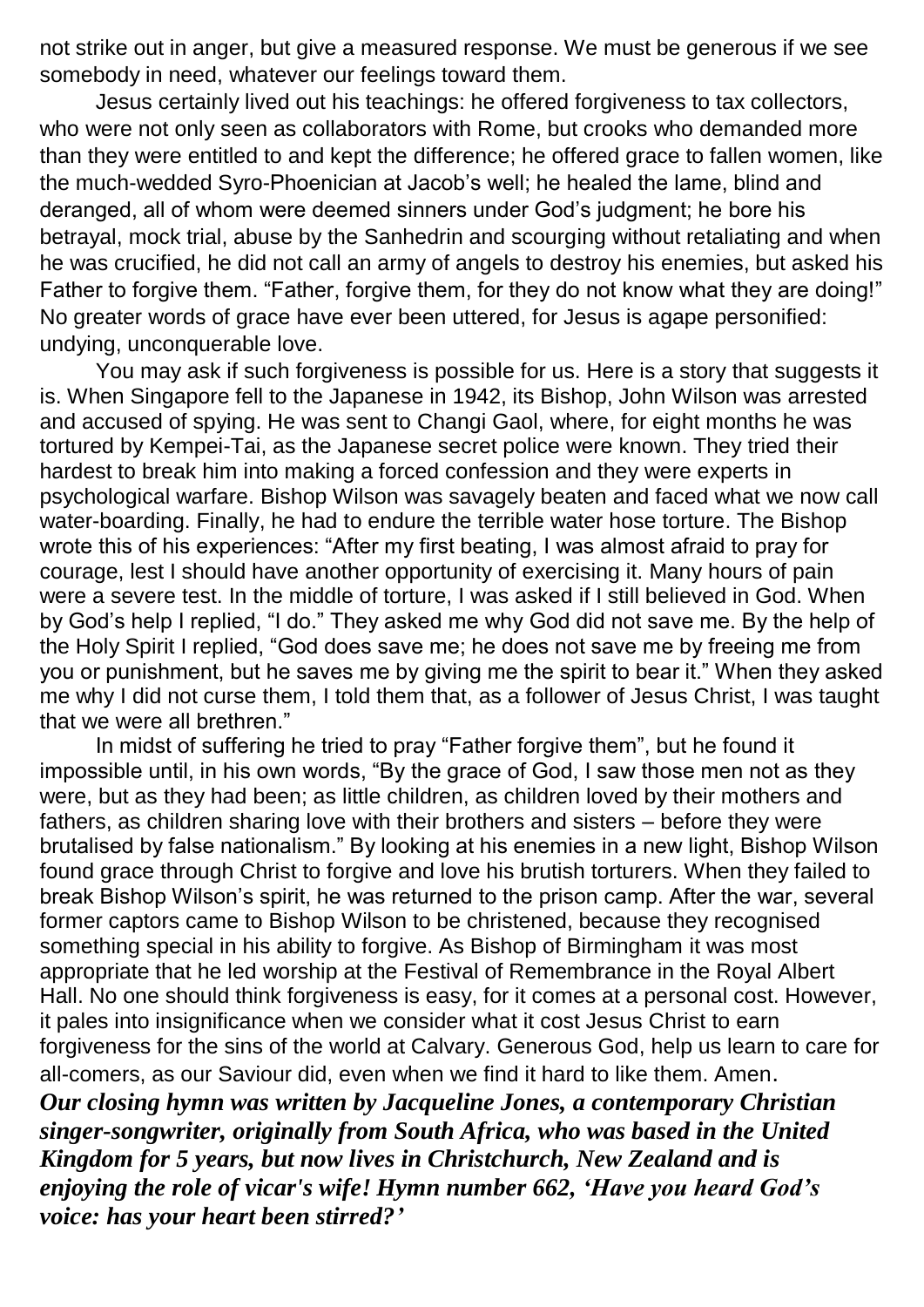not strike out in anger, but give a measured response. We must be generous if we see somebody in need, whatever our feelings toward them.

Jesus certainly lived out his teachings: he offered forgiveness to tax collectors, who were not only seen as collaborators with Rome, but crooks who demanded more than they were entitled to and kept the difference; he offered grace to fallen women, like the much-wedded Syro-Phoenician at Jacob's well; he healed the lame, blind and deranged, all of whom were deemed sinners under God's judgment; he bore his betrayal, mock trial, abuse by the Sanhedrin and scourging without retaliating and when he was crucified, he did not call an army of angels to destroy his enemies, but asked his Father to forgive them. "Father, forgive them, for they do not know what they are doing!" No greater words of grace have ever been uttered, for Jesus is agape personified: undying, unconquerable love.

You may ask if such forgiveness is possible for us. Here is a story that suggests it is. When Singapore fell to the Japanese in 1942, its Bishop, John Wilson was arrested and accused of spying. He was sent to Changi Gaol, where, for eight months he was tortured by Kempei-Tai, as the Japanese secret police were known. They tried their hardest to break him into making a forced confession and they were experts in psychological warfare. Bishop Wilson was savagely beaten and faced what we now call water-boarding. Finally, he had to endure the terrible water hose torture. The Bishop wrote this of his experiences: "After my first beating, I was almost afraid to pray for courage, lest I should have another opportunity of exercising it. Many hours of pain were a severe test. In the middle of torture, I was asked if I still believed in God. When by God's help I replied, "I do." They asked me why God did not save me. By the help of the Holy Spirit I replied, "God does save me; he does not save me by freeing me from you or punishment, but he saves me by giving me the spirit to bear it." When they asked me why I did not curse them, I told them that, as a follower of Jesus Christ, I was taught that we were all brethren."

In midst of suffering he tried to pray "Father forgive them", but he found it impossible until, in his own words, "By the grace of God, I saw those men not as they were, but as they had been; as little children, as children loved by their mothers and fathers, as children sharing love with their brothers and sisters – before they were brutalised by false nationalism." By looking at his enemies in a new light, Bishop Wilson found grace through Christ to forgive and love his brutish torturers. When they failed to break Bishop Wilson's spirit, he was returned to the prison camp. After the war, several former captors came to Bishop Wilson to be christened, because they recognised something special in his ability to forgive. As Bishop of Birmingham it was most appropriate that he led worship at the Festival of Remembrance in the Royal Albert Hall. No one should think forgiveness is easy, for it comes at a personal cost. However, it pales into insignificance when we consider what it cost Jesus Christ to earn forgiveness for the sins of the world at Calvary. Generous God, help us learn to care for all-comers, as our Saviour did, even when we find it hard to like them. Amen.

***Our closing hymn was written by Jacqueline Jones, a contemporary Christian singer-songwriter, originally from South Africa, who was based in the United Kingdom for 5 years, but now lives in Christchurch, New Zealand and is enjoying the role of vicar's wife! Hymn number 662, 'Have you heard God's voice: has your heart been stirred?'***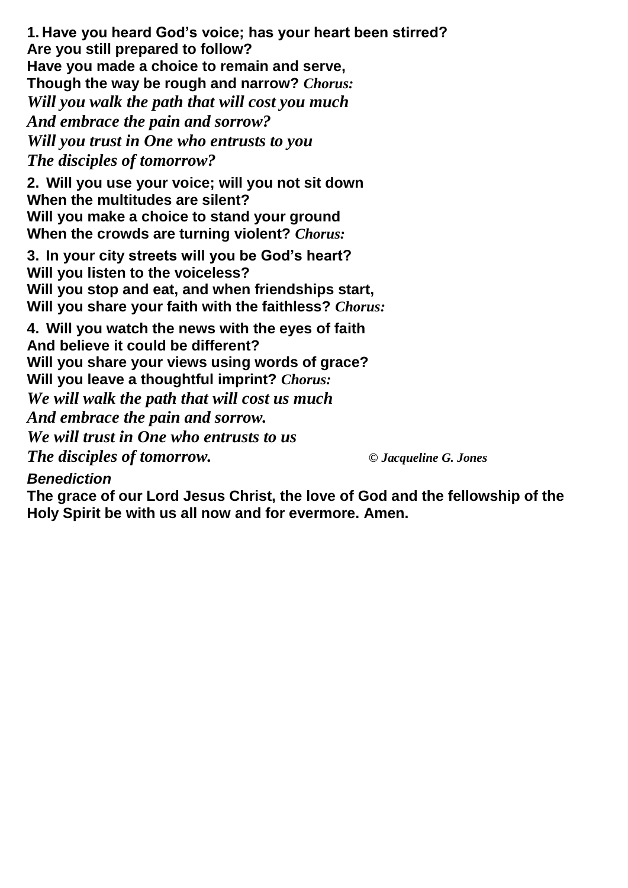**1. Have you heard God's voice; has your heart been stirred?**
**Are you still prepared to follow?**
**Have you made a choice to remain and serve,**
**Though the way be rough and narrow?** ***Chorus:***
***Will you walk the path that will cost you much***
***And embrace the pain and sorrow?***
***Will you trust in One who entrusts to you***
***The disciples of tomorrow?***

**2. Will you use your voice; will you not sit down**
**When the multitudes are silent?**
**Will you make a choice to stand your ground**
**When the crowds are turning violent?** ***Chorus:***

**3. In your city streets will you be God's heart?**
**Will you listen to the voiceless?**
**Will you stop and eat, and when friendships start,**
**Will you share your faith with the faithless?** ***Chorus:***

**4. Will you watch the news with the eyes of faith**
**And believe it could be different?**
**Will you share your views using words of grace?**
**Will you leave a thoughtful imprint?** ***Chorus:***
***We will walk the path that will cost us much***
***And embrace the pain and sorrow.***
***We will trust in One who entrusts to us***
***The disciples of tomorrow.*** ***© Jacqueline G. Jones***

***Benediction***

**The grace of our Lord Jesus Christ, the love of God and the fellowship of the Holy Spirit be with us all now and for evermore. Amen.**